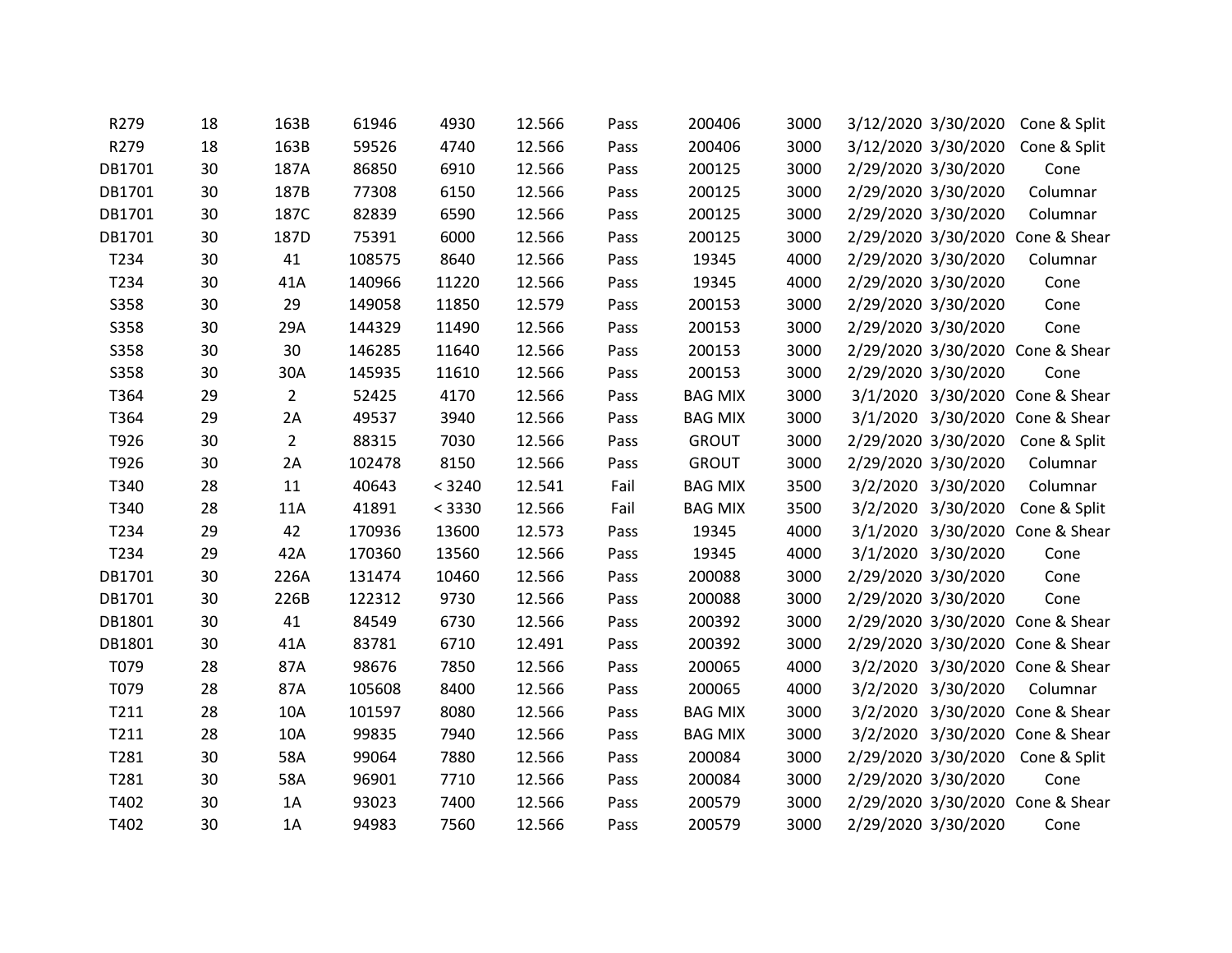| | | | | | | | | | | | |
|---|---|---|---|---|---|---|---|---|---|---|---|
| R279 | 18 | 163B | 61946 | 4930 | 12.566 | Pass | 200406 | 3000 | 3/12/2020 | 3/30/2020 | Cone & Split |
| R279 | 18 | 163B | 59526 | 4740 | 12.566 | Pass | 200406 | 3000 | 3/12/2020 | 3/30/2020 | Cone & Split |
| DB1701 | 30 | 187A | 86850 | 6910 | 12.566 | Pass | 200125 | 3000 | 2/29/2020 | 3/30/2020 | Cone |
| DB1701 | 30 | 187B | 77308 | 6150 | 12.566 | Pass | 200125 | 3000 | 2/29/2020 | 3/30/2020 | Columnar |
| DB1701 | 30 | 187C | 82839 | 6590 | 12.566 | Pass | 200125 | 3000 | 2/29/2020 | 3/30/2020 | Columnar |
| DB1701 | 30 | 187D | 75391 | 6000 | 12.566 | Pass | 200125 | 3000 | 2/29/2020 | 3/30/2020 | Cone & Shear |
| T234 | 30 | 41 | 108575 | 8640 | 12.566 | Pass | 19345 | 4000 | 2/29/2020 | 3/30/2020 | Columnar |
| T234 | 30 | 41A | 140966 | 11220 | 12.566 | Pass | 19345 | 4000 | 2/29/2020 | 3/30/2020 | Cone |
| S358 | 30 | 29 | 149058 | 11850 | 12.579 | Pass | 200153 | 3000 | 2/29/2020 | 3/30/2020 | Cone |
| S358 | 30 | 29A | 144329 | 11490 | 12.566 | Pass | 200153 | 3000 | 2/29/2020 | 3/30/2020 | Cone |
| S358 | 30 | 30 | 146285 | 11640 | 12.566 | Pass | 200153 | 3000 | 2/29/2020 | 3/30/2020 | Cone & Shear |
| S358 | 30 | 30A | 145935 | 11610 | 12.566 | Pass | 200153 | 3000 | 2/29/2020 | 3/30/2020 | Cone |
| T364 | 29 | 2 | 52425 | 4170 | 12.566 | Pass | BAG MIX | 3000 | 3/1/2020 | 3/30/2020 | Cone & Shear |
| T364 | 29 | 2A | 49537 | 3940 | 12.566 | Pass | BAG MIX | 3000 | 3/1/2020 | 3/30/2020 | Cone & Shear |
| T926 | 30 | 2 | 88315 | 7030 | 12.566 | Pass | GROUT | 3000 | 2/29/2020 | 3/30/2020 | Cone & Split |
| T926 | 30 | 2A | 102478 | 8150 | 12.566 | Pass | GROUT | 3000 | 2/29/2020 | 3/30/2020 | Columnar |
| T340 | 28 | 11 | 40643 | < 3240 | 12.541 | Fail | BAG MIX | 3500 | 3/2/2020 | 3/30/2020 | Columnar |
| T340 | 28 | 11A | 41891 | < 3330 | 12.566 | Fail | BAG MIX | 3500 | 3/2/2020 | 3/30/2020 | Cone & Split |
| T234 | 29 | 42 | 170936 | 13600 | 12.573 | Pass | 19345 | 4000 | 3/1/2020 | 3/30/2020 | Cone & Shear |
| T234 | 29 | 42A | 170360 | 13560 | 12.566 | Pass | 19345 | 4000 | 3/1/2020 | 3/30/2020 | Cone |
| DB1701 | 30 | 226A | 131474 | 10460 | 12.566 | Pass | 200088 | 3000 | 2/29/2020 | 3/30/2020 | Cone |
| DB1701 | 30 | 226B | 122312 | 9730 | 12.566 | Pass | 200088 | 3000 | 2/29/2020 | 3/30/2020 | Cone |
| DB1801 | 30 | 41 | 84549 | 6730 | 12.566 | Pass | 200392 | 3000 | 2/29/2020 | 3/30/2020 | Cone & Shear |
| DB1801 | 30 | 41A | 83781 | 6710 | 12.491 | Pass | 200392 | 3000 | 2/29/2020 | 3/30/2020 | Cone & Shear |
| T079 | 28 | 87A | 98676 | 7850 | 12.566 | Pass | 200065 | 4000 | 3/2/2020 | 3/30/2020 | Cone & Shear |
| T079 | 28 | 87A | 105608 | 8400 | 12.566 | Pass | 200065 | 4000 | 3/2/2020 | 3/30/2020 | Columnar |
| T211 | 28 | 10A | 101597 | 8080 | 12.566 | Pass | BAG MIX | 3000 | 3/2/2020 | 3/30/2020 | Cone & Shear |
| T211 | 28 | 10A | 99835 | 7940 | 12.566 | Pass | BAG MIX | 3000 | 3/2/2020 | 3/30/2020 | Cone & Shear |
| T281 | 30 | 58A | 99064 | 7880 | 12.566 | Pass | 200084 | 3000 | 2/29/2020 | 3/30/2020 | Cone & Split |
| T281 | 30 | 58A | 96901 | 7710 | 12.566 | Pass | 200084 | 3000 | 2/29/2020 | 3/30/2020 | Cone |
| T402 | 30 | 1A | 93023 | 7400 | 12.566 | Pass | 200579 | 3000 | 2/29/2020 | 3/30/2020 | Cone & Shear |
| T402 | 30 | 1A | 94983 | 7560 | 12.566 | Pass | 200579 | 3000 | 2/29/2020 | 3/30/2020 | Cone |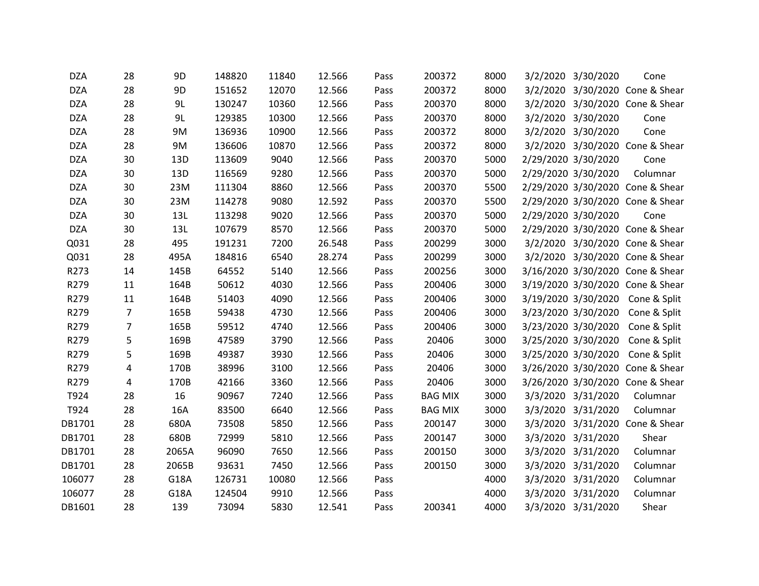| | | | | | | | | | | | |
|---|---|---|---|---|---|---|---|---|---|---|---|
| DZA | 28 | 9D | 148820 | 11840 | 12.566 | Pass | 200372 | 8000 | 3/2/2020 | 3/30/2020 | Cone |
| DZA | 28 | 9D | 151652 | 12070 | 12.566 | Pass | 200372 | 8000 | 3/2/2020 | 3/30/2020 | Cone & Shear |
| DZA | 28 | 9L | 130247 | 10360 | 12.566 | Pass | 200370 | 8000 | 3/2/2020 | 3/30/2020 | Cone & Shear |
| DZA | 28 | 9L | 129385 | 10300 | 12.566 | Pass | 200370 | 8000 | 3/2/2020 | 3/30/2020 | Cone |
| DZA | 28 | 9M | 136936 | 10900 | 12.566 | Pass | 200372 | 8000 | 3/2/2020 | 3/30/2020 | Cone |
| DZA | 28 | 9M | 136606 | 10870 | 12.566 | Pass | 200372 | 8000 | 3/2/2020 | 3/30/2020 | Cone & Shear |
| DZA | 30 | 13D | 113609 | 9040 | 12.566 | Pass | 200370 | 5000 | 2/29/2020 | 3/30/2020 | Cone |
| DZA | 30 | 13D | 116569 | 9280 | 12.566 | Pass | 200370 | 5000 | 2/29/2020 | 3/30/2020 | Columnar |
| DZA | 30 | 23M | 111304 | 8860 | 12.566 | Pass | 200370 | 5500 | 2/29/2020 | 3/30/2020 | Cone & Shear |
| DZA | 30 | 23M | 114278 | 9080 | 12.592 | Pass | 200370 | 5500 | 2/29/2020 | 3/30/2020 | Cone & Shear |
| DZA | 30 | 13L | 113298 | 9020 | 12.566 | Pass | 200370 | 5000 | 2/29/2020 | 3/30/2020 | Cone |
| DZA | 30 | 13L | 107679 | 8570 | 12.566 | Pass | 200370 | 5000 | 2/29/2020 | 3/30/2020 | Cone & Shear |
| Q031 | 28 | 495 | 191231 | 7200 | 26.548 | Pass | 200299 | 3000 | 3/2/2020 | 3/30/2020 | Cone & Shear |
| Q031 | 28 | 495A | 184816 | 6540 | 28.274 | Pass | 200299 | 3000 | 3/2/2020 | 3/30/2020 | Cone & Shear |
| R273 | 14 | 145B | 64552 | 5140 | 12.566 | Pass | 200256 | 3000 | 3/16/2020 | 3/30/2020 | Cone & Shear |
| R279 | 11 | 164B | 50612 | 4030 | 12.566 | Pass | 200406 | 3000 | 3/19/2020 | 3/30/2020 | Cone & Shear |
| R279 | 11 | 164B | 51403 | 4090 | 12.566 | Pass | 200406 | 3000 | 3/19/2020 | 3/30/2020 | Cone & Split |
| R279 | 7 | 165B | 59438 | 4730 | 12.566 | Pass | 200406 | 3000 | 3/23/2020 | 3/30/2020 | Cone & Split |
| R279 | 7 | 165B | 59512 | 4740 | 12.566 | Pass | 200406 | 3000 | 3/23/2020 | 3/30/2020 | Cone & Split |
| R279 | 5 | 169B | 47589 | 3790 | 12.566 | Pass | 20406 | 3000 | 3/25/2020 | 3/30/2020 | Cone & Split |
| R279 | 5 | 169B | 49387 | 3930 | 12.566 | Pass | 20406 | 3000 | 3/25/2020 | 3/30/2020 | Cone & Split |
| R279 | 4 | 170B | 38996 | 3100 | 12.566 | Pass | 20406 | 3000 | 3/26/2020 | 3/30/2020 | Cone & Shear |
| R279 | 4 | 170B | 42166 | 3360 | 12.566 | Pass | 20406 | 3000 | 3/26/2020 | 3/30/2020 | Cone & Shear |
| T924 | 28 | 16 | 90967 | 7240 | 12.566 | Pass | BAG MIX | 3000 | 3/3/2020 | 3/31/2020 | Columnar |
| T924 | 28 | 16A | 83500 | 6640 | 12.566 | Pass | BAG MIX | 3000 | 3/3/2020 | 3/31/2020 | Columnar |
| DB1701 | 28 | 680A | 73508 | 5850 | 12.566 | Pass | 200147 | 3000 | 3/3/2020 | 3/31/2020 | Cone & Shear |
| DB1701 | 28 | 680B | 72999 | 5810 | 12.566 | Pass | 200147 | 3000 | 3/3/2020 | 3/31/2020 | Shear |
| DB1701 | 28 | 2065A | 96090 | 7650 | 12.566 | Pass | 200150 | 3000 | 3/3/2020 | 3/31/2020 | Columnar |
| DB1701 | 28 | 2065B | 93631 | 7450 | 12.566 | Pass | 200150 | 3000 | 3/3/2020 | 3/31/2020 | Columnar |
| 106077 | 28 | G18A | 126731 | 10080 | 12.566 | Pass | | 4000 | 3/3/2020 | 3/31/2020 | Columnar |
| 106077 | 28 | G18A | 124504 | 9910 | 12.566 | Pass | | 4000 | 3/3/2020 | 3/31/2020 | Columnar |
| DB1601 | 28 | 139 | 73094 | 5830 | 12.541 | Pass | 200341 | 4000 | 3/3/2020 | 3/31/2020 | Shear |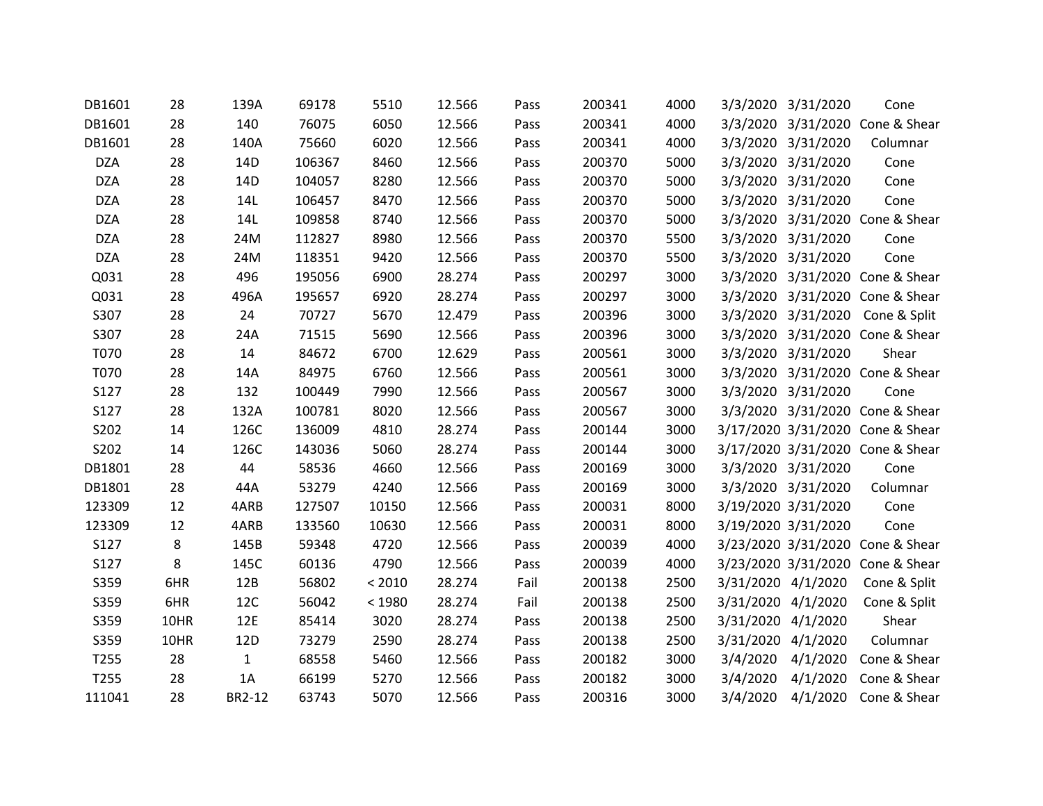| | | | | | | | | | | | |
|---|---|---|---|---|---|---|---|---|---|---|---|
| DB1601 | 28 | 139A | 69178 | 5510 | 12.566 | Pass | 200341 | 4000 | 3/3/2020 | 3/31/2020 | Cone |
| DB1601 | 28 | 140 | 76075 | 6050 | 12.566 | Pass | 200341 | 4000 | 3/3/2020 | 3/31/2020 | Cone & Shear |
| DB1601 | 28 | 140A | 75660 | 6020 | 12.566 | Pass | 200341 | 4000 | 3/3/2020 | 3/31/2020 | Columnar |
| DZA | 28 | 14D | 106367 | 8460 | 12.566 | Pass | 200370 | 5000 | 3/3/2020 | 3/31/2020 | Cone |
| DZA | 28 | 14D | 104057 | 8280 | 12.566 | Pass | 200370 | 5000 | 3/3/2020 | 3/31/2020 | Cone |
| DZA | 28 | 14L | 106457 | 8470 | 12.566 | Pass | 200370 | 5000 | 3/3/2020 | 3/31/2020 | Cone |
| DZA | 28 | 14L | 109858 | 8740 | 12.566 | Pass | 200370 | 5000 | 3/3/2020 | 3/31/2020 | Cone & Shear |
| DZA | 28 | 24M | 112827 | 8980 | 12.566 | Pass | 200370 | 5500 | 3/3/2020 | 3/31/2020 | Cone |
| DZA | 28 | 24M | 118351 | 9420 | 12.566 | Pass | 200370 | 5500 | 3/3/2020 | 3/31/2020 | Cone |
| Q031 | 28 | 496 | 195056 | 6900 | 28.274 | Pass | 200297 | 3000 | 3/3/2020 | 3/31/2020 | Cone & Shear |
| Q031 | 28 | 496A | 195657 | 6920 | 28.274 | Pass | 200297 | 3000 | 3/3/2020 | 3/31/2020 | Cone & Shear |
| S307 | 28 | 24 | 70727 | 5670 | 12.479 | Pass | 200396 | 3000 | 3/3/2020 | 3/31/2020 | Cone & Split |
| S307 | 28 | 24A | 71515 | 5690 | 12.566 | Pass | 200396 | 3000 | 3/3/2020 | 3/31/2020 | Cone & Shear |
| T070 | 28 | 14 | 84672 | 6700 | 12.629 | Pass | 200561 | 3000 | 3/3/2020 | 3/31/2020 | Shear |
| T070 | 28 | 14A | 84975 | 6760 | 12.566 | Pass | 200561 | 3000 | 3/3/2020 | 3/31/2020 | Cone & Shear |
| S127 | 28 | 132 | 100449 | 7990 | 12.566 | Pass | 200567 | 3000 | 3/3/2020 | 3/31/2020 | Cone |
| S127 | 28 | 132A | 100781 | 8020 | 12.566 | Pass | 200567 | 3000 | 3/3/2020 | 3/31/2020 | Cone & Shear |
| S202 | 14 | 126C | 136009 | 4810 | 28.274 | Pass | 200144 | 3000 | 3/17/2020 | 3/31/2020 | Cone & Shear |
| S202 | 14 | 126C | 143036 | 5060 | 28.274 | Pass | 200144 | 3000 | 3/17/2020 | 3/31/2020 | Cone & Shear |
| DB1801 | 28 | 44 | 58536 | 4660 | 12.566 | Pass | 200169 | 3000 | 3/3/2020 | 3/31/2020 | Cone |
| DB1801 | 28 | 44A | 53279 | 4240 | 12.566 | Pass | 200169 | 3000 | 3/3/2020 | 3/31/2020 | Columnar |
| 123309 | 12 | 4ARB | 127507 | 10150 | 12.566 | Pass | 200031 | 8000 | 3/19/2020 | 3/31/2020 | Cone |
| 123309 | 12 | 4ARB | 133560 | 10630 | 12.566 | Pass | 200031 | 8000 | 3/19/2020 | 3/31/2020 | Cone |
| S127 | 8 | 145B | 59348 | 4720 | 12.566 | Pass | 200039 | 4000 | 3/23/2020 | 3/31/2020 | Cone & Shear |
| S127 | 8 | 145C | 60136 | 4790 | 12.566 | Pass | 200039 | 4000 | 3/23/2020 | 3/31/2020 | Cone & Shear |
| S359 | 6HR | 12B | 56802 | < 2010 | 28.274 | Fail | 200138 | 2500 | 3/31/2020 | 4/1/2020 | Cone & Split |
| S359 | 6HR | 12C | 56042 | < 1980 | 28.274 | Fail | 200138 | 2500 | 3/31/2020 | 4/1/2020 | Cone & Split |
| S359 | 10HR | 12E | 85414 | 3020 | 28.274 | Pass | 200138 | 2500 | 3/31/2020 | 4/1/2020 | Shear |
| S359 | 10HR | 12D | 73279 | 2590 | 28.274 | Pass | 200138 | 2500 | 3/31/2020 | 4/1/2020 | Columnar |
| T255 | 28 | 1 | 68558 | 5460 | 12.566 | Pass | 200182 | 3000 | 3/4/2020 | 4/1/2020 | Cone & Shear |
| T255 | 28 | 1A | 66199 | 5270 | 12.566 | Pass | 200182 | 3000 | 3/4/2020 | 4/1/2020 | Cone & Shear |
| 111041 | 28 | BR2-12 | 63743 | 5070 | 12.566 | Pass | 200316 | 3000 | 3/4/2020 | 4/1/2020 | Cone & Shear |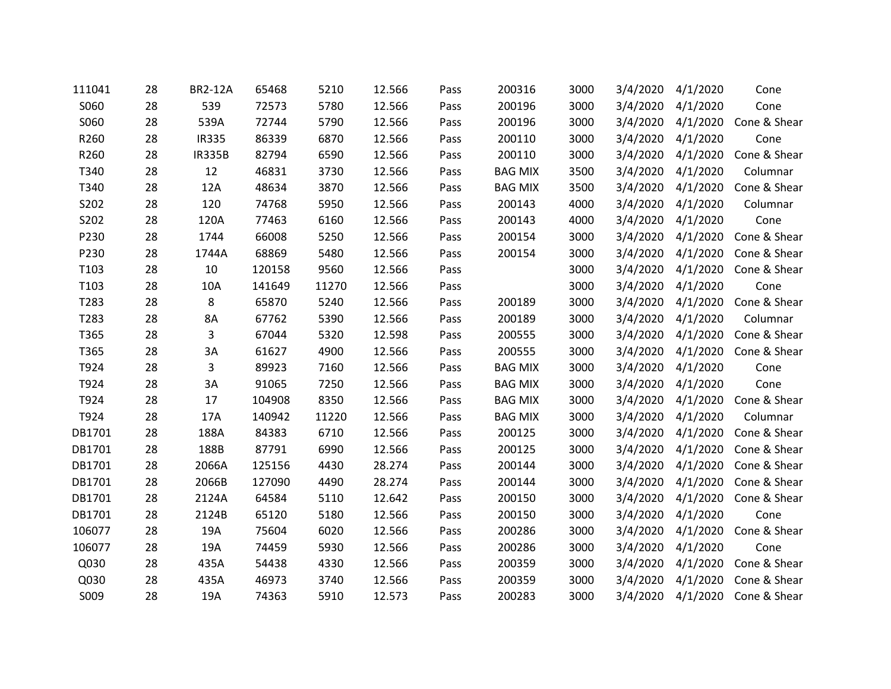| | | | | | | | | | | | |
|---|---|---|---|---|---|---|---|---|---|---|---|
| 111041 | 28 | BR2-12A | 65468 | 5210 | 12.566 | Pass | 200316 | 3000 | 3/4/2020 | 4/1/2020 | Cone |
| S060 | 28 | 539 | 72573 | 5780 | 12.566 | Pass | 200196 | 3000 | 3/4/2020 | 4/1/2020 | Cone |
| S060 | 28 | 539A | 72744 | 5790 | 12.566 | Pass | 200196 | 3000 | 3/4/2020 | 4/1/2020 | Cone & Shear |
| R260 | 28 | IR335 | 86339 | 6870 | 12.566 | Pass | 200110 | 3000 | 3/4/2020 | 4/1/2020 | Cone |
| R260 | 28 | IR335B | 82794 | 6590 | 12.566 | Pass | 200110 | 3000 | 3/4/2020 | 4/1/2020 | Cone & Shear |
| T340 | 28 | 12 | 46831 | 3730 | 12.566 | Pass | BAG MIX | 3500 | 3/4/2020 | 4/1/2020 | Columnar |
| T340 | 28 | 12A | 48634 | 3870 | 12.566 | Pass | BAG MIX | 3500 | 3/4/2020 | 4/1/2020 | Cone & Shear |
| S202 | 28 | 120 | 74768 | 5950 | 12.566 | Pass | 200143 | 4000 | 3/4/2020 | 4/1/2020 | Columnar |
| S202 | 28 | 120A | 77463 | 6160 | 12.566 | Pass | 200143 | 4000 | 3/4/2020 | 4/1/2020 | Cone |
| P230 | 28 | 1744 | 66008 | 5250 | 12.566 | Pass | 200154 | 3000 | 3/4/2020 | 4/1/2020 | Cone & Shear |
| P230 | 28 | 1744A | 68869 | 5480 | 12.566 | Pass | 200154 | 3000 | 3/4/2020 | 4/1/2020 | Cone & Shear |
| T103 | 28 | 10 | 120158 | 9560 | 12.566 | Pass | | 3000 | 3/4/2020 | 4/1/2020 | Cone & Shear |
| T103 | 28 | 10A | 141649 | 11270 | 12.566 | Pass | | 3000 | 3/4/2020 | 4/1/2020 | Cone |
| T283 | 28 | 8 | 65870 | 5240 | 12.566 | Pass | 200189 | 3000 | 3/4/2020 | 4/1/2020 | Cone & Shear |
| T283 | 28 | 8A | 67762 | 5390 | 12.566 | Pass | 200189 | 3000 | 3/4/2020 | 4/1/2020 | Columnar |
| T365 | 28 | 3 | 67044 | 5320 | 12.598 | Pass | 200555 | 3000 | 3/4/2020 | 4/1/2020 | Cone & Shear |
| T365 | 28 | 3A | 61627 | 4900 | 12.566 | Pass | 200555 | 3000 | 3/4/2020 | 4/1/2020 | Cone & Shear |
| T924 | 28 | 3 | 89923 | 7160 | 12.566 | Pass | BAG MIX | 3000 | 3/4/2020 | 4/1/2020 | Cone |
| T924 | 28 | 3A | 91065 | 7250 | 12.566 | Pass | BAG MIX | 3000 | 3/4/2020 | 4/1/2020 | Cone |
| T924 | 28 | 17 | 104908 | 8350 | 12.566 | Pass | BAG MIX | 3000 | 3/4/2020 | 4/1/2020 | Cone & Shear |
| T924 | 28 | 17A | 140942 | 11220 | 12.566 | Pass | BAG MIX | 3000 | 3/4/2020 | 4/1/2020 | Columnar |
| DB1701 | 28 | 188A | 84383 | 6710 | 12.566 | Pass | 200125 | 3000 | 3/4/2020 | 4/1/2020 | Cone & Shear |
| DB1701 | 28 | 188B | 87791 | 6990 | 12.566 | Pass | 200125 | 3000 | 3/4/2020 | 4/1/2020 | Cone & Shear |
| DB1701 | 28 | 2066A | 125156 | 4430 | 28.274 | Pass | 200144 | 3000 | 3/4/2020 | 4/1/2020 | Cone & Shear |
| DB1701 | 28 | 2066B | 127090 | 4490 | 28.274 | Pass | 200144 | 3000 | 3/4/2020 | 4/1/2020 | Cone & Shear |
| DB1701 | 28 | 2124A | 64584 | 5110 | 12.642 | Pass | 200150 | 3000 | 3/4/2020 | 4/1/2020 | Cone & Shear |
| DB1701 | 28 | 2124B | 65120 | 5180 | 12.566 | Pass | 200150 | 3000 | 3/4/2020 | 4/1/2020 | Cone |
| 106077 | 28 | 19A | 75604 | 6020 | 12.566 | Pass | 200286 | 3000 | 3/4/2020 | 4/1/2020 | Cone & Shear |
| 106077 | 28 | 19A | 74459 | 5930 | 12.566 | Pass | 200286 | 3000 | 3/4/2020 | 4/1/2020 | Cone |
| Q030 | 28 | 435A | 54438 | 4330 | 12.566 | Pass | 200359 | 3000 | 3/4/2020 | 4/1/2020 | Cone & Shear |
| Q030 | 28 | 435A | 46973 | 3740 | 12.566 | Pass | 200359 | 3000 | 3/4/2020 | 4/1/2020 | Cone & Shear |
| S009 | 28 | 19A | 74363 | 5910 | 12.573 | Pass | 200283 | 3000 | 3/4/2020 | 4/1/2020 | Cone & Shear |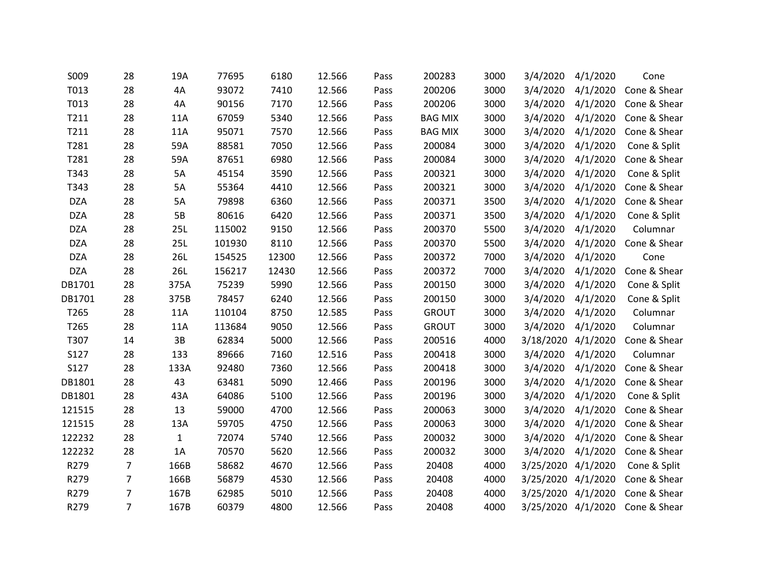| | | | | | | | | | | | |
|---|---|---|---|---|---|---|---|---|---|---|---|
| S009 | 28 | 19A | 77695 | 6180 | 12.566 | Pass | 200283 | 3000 | 3/4/2020 | 4/1/2020 | Cone |
| T013 | 28 | 4A | 93072 | 7410 | 12.566 | Pass | 200206 | 3000 | 3/4/2020 | 4/1/2020 | Cone & Shear |
| T013 | 28 | 4A | 90156 | 7170 | 12.566 | Pass | 200206 | 3000 | 3/4/2020 | 4/1/2020 | Cone & Shear |
| T211 | 28 | 11A | 67059 | 5340 | 12.566 | Pass | BAG MIX | 3000 | 3/4/2020 | 4/1/2020 | Cone & Shear |
| T211 | 28 | 11A | 95071 | 7570 | 12.566 | Pass | BAG MIX | 3000 | 3/4/2020 | 4/1/2020 | Cone & Shear |
| T281 | 28 | 59A | 88581 | 7050 | 12.566 | Pass | 200084 | 3000 | 3/4/2020 | 4/1/2020 | Cone & Split |
| T281 | 28 | 59A | 87651 | 6980 | 12.566 | Pass | 200084 | 3000 | 3/4/2020 | 4/1/2020 | Cone & Shear |
| T343 | 28 | 5A | 45154 | 3590 | 12.566 | Pass | 200321 | 3000 | 3/4/2020 | 4/1/2020 | Cone & Split |
| T343 | 28 | 5A | 55364 | 4410 | 12.566 | Pass | 200321 | 3000 | 3/4/2020 | 4/1/2020 | Cone & Shear |
| DZA | 28 | 5A | 79898 | 6360 | 12.566 | Pass | 200371 | 3500 | 3/4/2020 | 4/1/2020 | Cone & Shear |
| DZA | 28 | 5B | 80616 | 6420 | 12.566 | Pass | 200371 | 3500 | 3/4/2020 | 4/1/2020 | Cone & Split |
| DZA | 28 | 25L | 115002 | 9150 | 12.566 | Pass | 200370 | 5500 | 3/4/2020 | 4/1/2020 | Columnar |
| DZA | 28 | 25L | 101930 | 8110 | 12.566 | Pass | 200370 | 5500 | 3/4/2020 | 4/1/2020 | Cone & Shear |
| DZA | 28 | 26L | 154525 | 12300 | 12.566 | Pass | 200372 | 7000 | 3/4/2020 | 4/1/2020 | Cone |
| DZA | 28 | 26L | 156217 | 12430 | 12.566 | Pass | 200372 | 7000 | 3/4/2020 | 4/1/2020 | Cone & Shear |
| DB1701 | 28 | 375A | 75239 | 5990 | 12.566 | Pass | 200150 | 3000 | 3/4/2020 | 4/1/2020 | Cone & Split |
| DB1701 | 28 | 375B | 78457 | 6240 | 12.566 | Pass | 200150 | 3000 | 3/4/2020 | 4/1/2020 | Cone & Split |
| T265 | 28 | 11A | 110104 | 8750 | 12.585 | Pass | GROUT | 3000 | 3/4/2020 | 4/1/2020 | Columnar |
| T265 | 28 | 11A | 113684 | 9050 | 12.566 | Pass | GROUT | 3000 | 3/4/2020 | 4/1/2020 | Columnar |
| T307 | 14 | 3B | 62834 | 5000 | 12.566 | Pass | 200516 | 4000 | 3/18/2020 | 4/1/2020 | Cone & Shear |
| S127 | 28 | 133 | 89666 | 7160 | 12.516 | Pass | 200418 | 3000 | 3/4/2020 | 4/1/2020 | Columnar |
| S127 | 28 | 133A | 92480 | 7360 | 12.566 | Pass | 200418 | 3000 | 3/4/2020 | 4/1/2020 | Cone & Shear |
| DB1801 | 28 | 43 | 63481 | 5090 | 12.466 | Pass | 200196 | 3000 | 3/4/2020 | 4/1/2020 | Cone & Shear |
| DB1801 | 28 | 43A | 64086 | 5100 | 12.566 | Pass | 200196 | 3000 | 3/4/2020 | 4/1/2020 | Cone & Split |
| 121515 | 28 | 13 | 59000 | 4700 | 12.566 | Pass | 200063 | 3000 | 3/4/2020 | 4/1/2020 | Cone & Shear |
| 121515 | 28 | 13A | 59705 | 4750 | 12.566 | Pass | 200063 | 3000 | 3/4/2020 | 4/1/2020 | Cone & Shear |
| 122232 | 28 | 1 | 72074 | 5740 | 12.566 | Pass | 200032 | 3000 | 3/4/2020 | 4/1/2020 | Cone & Shear |
| 122232 | 28 | 1A | 70570 | 5620 | 12.566 | Pass | 200032 | 3000 | 3/4/2020 | 4/1/2020 | Cone & Shear |
| R279 | 7 | 166B | 58682 | 4670 | 12.566 | Pass | 20408 | 4000 | 3/25/2020 | 4/1/2020 | Cone & Split |
| R279 | 7 | 166B | 56879 | 4530 | 12.566 | Pass | 20408 | 4000 | 3/25/2020 | 4/1/2020 | Cone & Shear |
| R279 | 7 | 167B | 62985 | 5010 | 12.566 | Pass | 20408 | 4000 | 3/25/2020 | 4/1/2020 | Cone & Shear |
| R279 | 7 | 167B | 60379 | 4800 | 12.566 | Pass | 20408 | 4000 | 3/25/2020 | 4/1/2020 | Cone & Shear |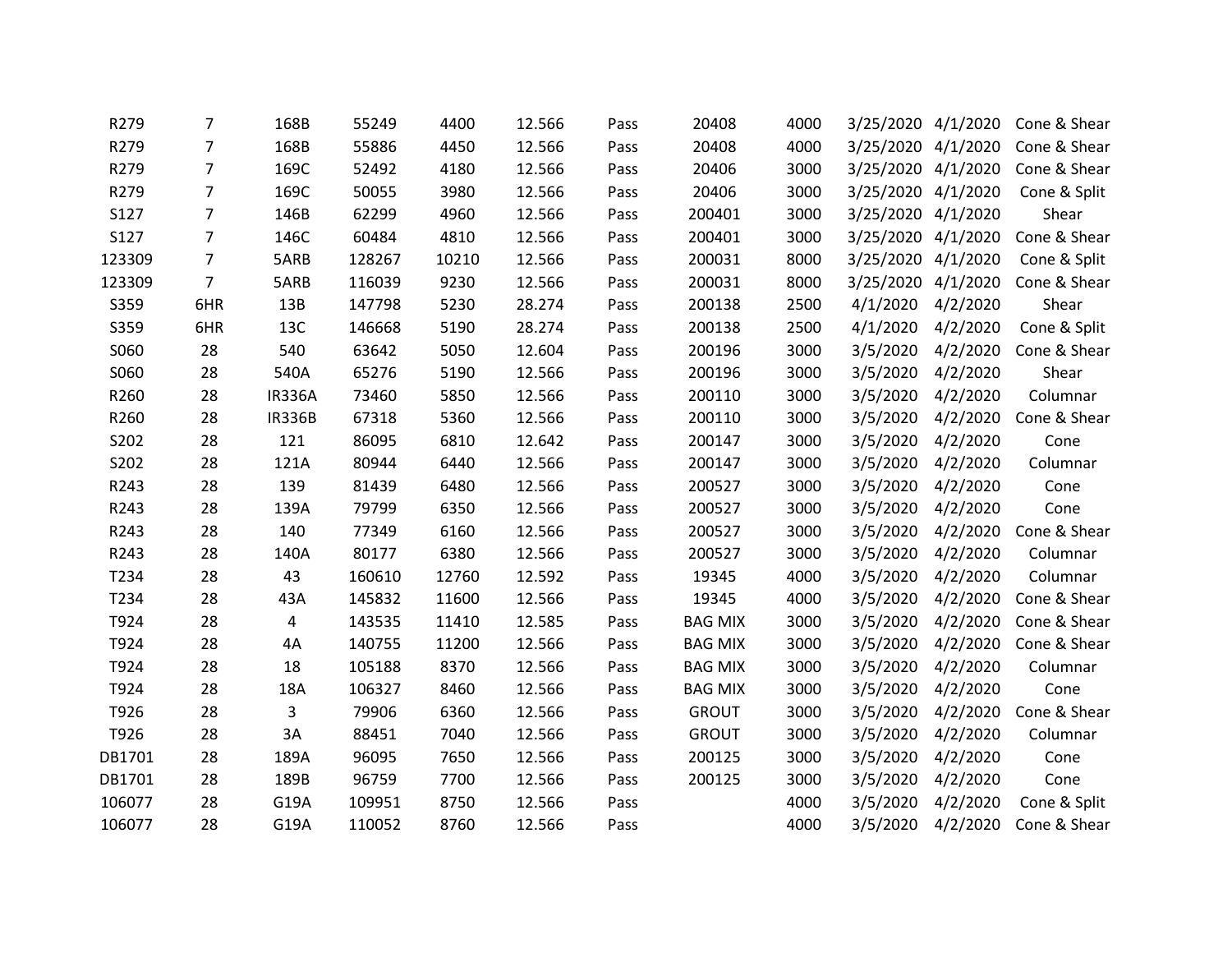| | | | | | | | | | | | |
|---|---|---|---|---|---|---|---|---|---|---|---|
| R279 | 7 | 168B | 55249 | 4400 | 12.566 | Pass | 20408 | 4000 | 3/25/2020 | 4/1/2020 | Cone & Shear |
| R279 | 7 | 168B | 55886 | 4450 | 12.566 | Pass | 20408 | 4000 | 3/25/2020 | 4/1/2020 | Cone & Shear |
| R279 | 7 | 169C | 52492 | 4180 | 12.566 | Pass | 20406 | 3000 | 3/25/2020 | 4/1/2020 | Cone & Shear |
| R279 | 7 | 169C | 50055 | 3980 | 12.566 | Pass | 20406 | 3000 | 3/25/2020 | 4/1/2020 | Cone & Split |
| S127 | 7 | 146B | 62299 | 4960 | 12.566 | Pass | 200401 | 3000 | 3/25/2020 | 4/1/2020 | Shear |
| S127 | 7 | 146C | 60484 | 4810 | 12.566 | Pass | 200401 | 3000 | 3/25/2020 | 4/1/2020 | Cone & Shear |
| 123309 | 7 | 5ARB | 128267 | 10210 | 12.566 | Pass | 200031 | 8000 | 3/25/2020 | 4/1/2020 | Cone & Split |
| 123309 | 7 | 5ARB | 116039 | 9230 | 12.566 | Pass | 200031 | 8000 | 3/25/2020 | 4/1/2020 | Cone & Shear |
| S359 | 6HR | 13B | 147798 | 5230 | 28.274 | Pass | 200138 | 2500 | 4/1/2020 | 4/2/2020 | Shear |
| S359 | 6HR | 13C | 146668 | 5190 | 28.274 | Pass | 200138 | 2500 | 4/1/2020 | 4/2/2020 | Cone & Split |
| S060 | 28 | 540 | 63642 | 5050 | 12.604 | Pass | 200196 | 3000 | 3/5/2020 | 4/2/2020 | Cone & Shear |
| S060 | 28 | 540A | 65276 | 5190 | 12.566 | Pass | 200196 | 3000 | 3/5/2020 | 4/2/2020 | Shear |
| R260 | 28 | IR336A | 73460 | 5850 | 12.566 | Pass | 200110 | 3000 | 3/5/2020 | 4/2/2020 | Columnar |
| R260 | 28 | IR336B | 67318 | 5360 | 12.566 | Pass | 200110 | 3000 | 3/5/2020 | 4/2/2020 | Cone & Shear |
| S202 | 28 | 121 | 86095 | 6810 | 12.642 | Pass | 200147 | 3000 | 3/5/2020 | 4/2/2020 | Cone |
| S202 | 28 | 121A | 80944 | 6440 | 12.566 | Pass | 200147 | 3000 | 3/5/2020 | 4/2/2020 | Columnar |
| R243 | 28 | 139 | 81439 | 6480 | 12.566 | Pass | 200527 | 3000 | 3/5/2020 | 4/2/2020 | Cone |
| R243 | 28 | 139A | 79799 | 6350 | 12.566 | Pass | 200527 | 3000 | 3/5/2020 | 4/2/2020 | Cone |
| R243 | 28 | 140 | 77349 | 6160 | 12.566 | Pass | 200527 | 3000 | 3/5/2020 | 4/2/2020 | Cone & Shear |
| R243 | 28 | 140A | 80177 | 6380 | 12.566 | Pass | 200527 | 3000 | 3/5/2020 | 4/2/2020 | Columnar |
| T234 | 28 | 43 | 160610 | 12760 | 12.592 | Pass | 19345 | 4000 | 3/5/2020 | 4/2/2020 | Columnar |
| T234 | 28 | 43A | 145832 | 11600 | 12.566 | Pass | 19345 | 4000 | 3/5/2020 | 4/2/2020 | Cone & Shear |
| T924 | 28 | 4 | 143535 | 11410 | 12.585 | Pass | BAG MIX | 3000 | 3/5/2020 | 4/2/2020 | Cone & Shear |
| T924 | 28 | 4A | 140755 | 11200 | 12.566 | Pass | BAG MIX | 3000 | 3/5/2020 | 4/2/2020 | Cone & Shear |
| T924 | 28 | 18 | 105188 | 8370 | 12.566 | Pass | BAG MIX | 3000 | 3/5/2020 | 4/2/2020 | Columnar |
| T924 | 28 | 18A | 106327 | 8460 | 12.566 | Pass | BAG MIX | 3000 | 3/5/2020 | 4/2/2020 | Cone |
| T926 | 28 | 3 | 79906 | 6360 | 12.566 | Pass | GROUT | 3000 | 3/5/2020 | 4/2/2020 | Cone & Shear |
| T926 | 28 | 3A | 88451 | 7040 | 12.566 | Pass | GROUT | 3000 | 3/5/2020 | 4/2/2020 | Columnar |
| DB1701 | 28 | 189A | 96095 | 7650 | 12.566 | Pass | 200125 | 3000 | 3/5/2020 | 4/2/2020 | Cone |
| DB1701 | 28 | 189B | 96759 | 7700 | 12.566 | Pass | 200125 | 3000 | 3/5/2020 | 4/2/2020 | Cone |
| 106077 | 28 | G19A | 109951 | 8750 | 12.566 | Pass | | 4000 | 3/5/2020 | 4/2/2020 | Cone & Split |
| 106077 | 28 | G19A | 110052 | 8760 | 12.566 | Pass | | 4000 | 3/5/2020 | 4/2/2020 | Cone & Shear |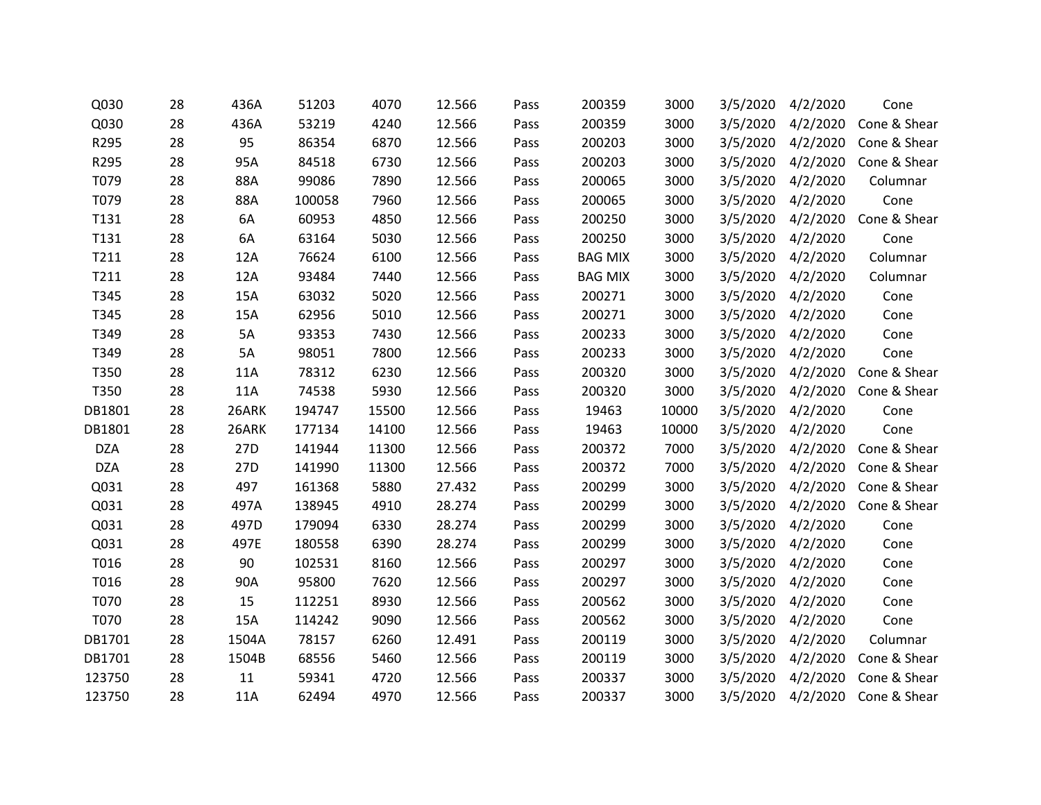| | | | | | | | | | | | |
|---|---|---|---|---|---|---|---|---|---|---|---|
| Q030 | 28 | 436A | 51203 | 4070 | 12.566 | Pass | 200359 | 3000 | 3/5/2020 | 4/2/2020 | Cone |
| Q030 | 28 | 436A | 53219 | 4240 | 12.566 | Pass | 200359 | 3000 | 3/5/2020 | 4/2/2020 | Cone & Shear |
| R295 | 28 | 95 | 86354 | 6870 | 12.566 | Pass | 200203 | 3000 | 3/5/2020 | 4/2/2020 | Cone & Shear |
| R295 | 28 | 95A | 84518 | 6730 | 12.566 | Pass | 200203 | 3000 | 3/5/2020 | 4/2/2020 | Cone & Shear |
| T079 | 28 | 88A | 99086 | 7890 | 12.566 | Pass | 200065 | 3000 | 3/5/2020 | 4/2/2020 | Columnar |
| T079 | 28 | 88A | 100058 | 7960 | 12.566 | Pass | 200065 | 3000 | 3/5/2020 | 4/2/2020 | Cone |
| T131 | 28 | 6A | 60953 | 4850 | 12.566 | Pass | 200250 | 3000 | 3/5/2020 | 4/2/2020 | Cone & Shear |
| T131 | 28 | 6A | 63164 | 5030 | 12.566 | Pass | 200250 | 3000 | 3/5/2020 | 4/2/2020 | Cone |
| T211 | 28 | 12A | 76624 | 6100 | 12.566 | Pass | BAG MIX | 3000 | 3/5/2020 | 4/2/2020 | Columnar |
| T211 | 28 | 12A | 93484 | 7440 | 12.566 | Pass | BAG MIX | 3000 | 3/5/2020 | 4/2/2020 | Columnar |
| T345 | 28 | 15A | 63032 | 5020 | 12.566 | Pass | 200271 | 3000 | 3/5/2020 | 4/2/2020 | Cone |
| T345 | 28 | 15A | 62956 | 5010 | 12.566 | Pass | 200271 | 3000 | 3/5/2020 | 4/2/2020 | Cone |
| T349 | 28 | 5A | 93353 | 7430 | 12.566 | Pass | 200233 | 3000 | 3/5/2020 | 4/2/2020 | Cone |
| T349 | 28 | 5A | 98051 | 7800 | 12.566 | Pass | 200233 | 3000 | 3/5/2020 | 4/2/2020 | Cone |
| T350 | 28 | 11A | 78312 | 6230 | 12.566 | Pass | 200320 | 3000 | 3/5/2020 | 4/2/2020 | Cone & Shear |
| T350 | 28 | 11A | 74538 | 5930 | 12.566 | Pass | 200320 | 3000 | 3/5/2020 | 4/2/2020 | Cone & Shear |
| DB1801 | 28 | 26ARK | 194747 | 15500 | 12.566 | Pass | 19463 | 10000 | 3/5/2020 | 4/2/2020 | Cone |
| DB1801 | 28 | 26ARK | 177134 | 14100 | 12.566 | Pass | 19463 | 10000 | 3/5/2020 | 4/2/2020 | Cone |
| DZA | 28 | 27D | 141944 | 11300 | 12.566 | Pass | 200372 | 7000 | 3/5/2020 | 4/2/2020 | Cone & Shear |
| DZA | 28 | 27D | 141990 | 11300 | 12.566 | Pass | 200372 | 7000 | 3/5/2020 | 4/2/2020 | Cone & Shear |
| Q031 | 28 | 497 | 161368 | 5880 | 27.432 | Pass | 200299 | 3000 | 3/5/2020 | 4/2/2020 | Cone & Shear |
| Q031 | 28 | 497A | 138945 | 4910 | 28.274 | Pass | 200299 | 3000 | 3/5/2020 | 4/2/2020 | Cone & Shear |
| Q031 | 28 | 497D | 179094 | 6330 | 28.274 | Pass | 200299 | 3000 | 3/5/2020 | 4/2/2020 | Cone |
| Q031 | 28 | 497E | 180558 | 6390 | 28.274 | Pass | 200299 | 3000 | 3/5/2020 | 4/2/2020 | Cone |
| T016 | 28 | 90 | 102531 | 8160 | 12.566 | Pass | 200297 | 3000 | 3/5/2020 | 4/2/2020 | Cone |
| T016 | 28 | 90A | 95800 | 7620 | 12.566 | Pass | 200297 | 3000 | 3/5/2020 | 4/2/2020 | Cone |
| T070 | 28 | 15 | 112251 | 8930 | 12.566 | Pass | 200562 | 3000 | 3/5/2020 | 4/2/2020 | Cone |
| T070 | 28 | 15A | 114242 | 9090 | 12.566 | Pass | 200562 | 3000 | 3/5/2020 | 4/2/2020 | Cone |
| DB1701 | 28 | 1504A | 78157 | 6260 | 12.491 | Pass | 200119 | 3000 | 3/5/2020 | 4/2/2020 | Columnar |
| DB1701 | 28 | 1504B | 68556 | 5460 | 12.566 | Pass | 200119 | 3000 | 3/5/2020 | 4/2/2020 | Cone & Shear |
| 123750 | 28 | 11 | 59341 | 4720 | 12.566 | Pass | 200337 | 3000 | 3/5/2020 | 4/2/2020 | Cone & Shear |
| 123750 | 28 | 11A | 62494 | 4970 | 12.566 | Pass | 200337 | 3000 | 3/5/2020 | 4/2/2020 | Cone & Shear |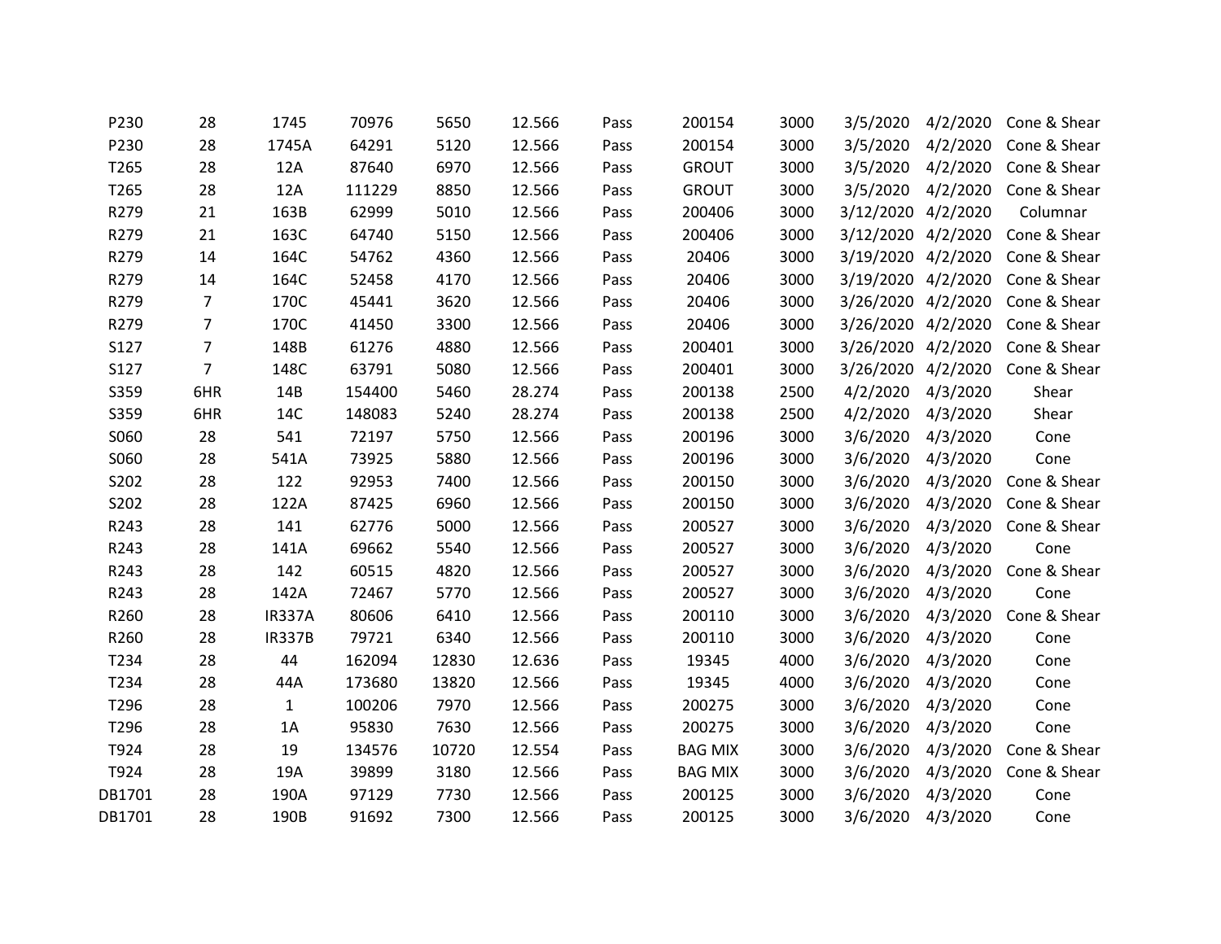| | | | | | | | | | | | |
|---|---|---|---|---|---|---|---|---|---|---|---|
| P230 | 28 | 1745 | 70976 | 5650 | 12.566 | Pass | 200154 | 3000 | 3/5/2020 | 4/2/2020 | Cone & Shear |
| P230 | 28 | 1745A | 64291 | 5120 | 12.566 | Pass | 200154 | 3000 | 3/5/2020 | 4/2/2020 | Cone & Shear |
| T265 | 28 | 12A | 87640 | 6970 | 12.566 | Pass | GROUT | 3000 | 3/5/2020 | 4/2/2020 | Cone & Shear |
| T265 | 28 | 12A | 111229 | 8850 | 12.566 | Pass | GROUT | 3000 | 3/5/2020 | 4/2/2020 | Cone & Shear |
| R279 | 21 | 163B | 62999 | 5010 | 12.566 | Pass | 200406 | 3000 | 3/12/2020 | 4/2/2020 | Columnar |
| R279 | 21 | 163C | 64740 | 5150 | 12.566 | Pass | 200406 | 3000 | 3/12/2020 | 4/2/2020 | Cone & Shear |
| R279 | 14 | 164C | 54762 | 4360 | 12.566 | Pass | 20406 | 3000 | 3/19/2020 | 4/2/2020 | Cone & Shear |
| R279 | 14 | 164C | 52458 | 4170 | 12.566 | Pass | 20406 | 3000 | 3/19/2020 | 4/2/2020 | Cone & Shear |
| R279 | 7 | 170C | 45441 | 3620 | 12.566 | Pass | 20406 | 3000 | 3/26/2020 | 4/2/2020 | Cone & Shear |
| R279 | 7 | 170C | 41450 | 3300 | 12.566 | Pass | 20406 | 3000 | 3/26/2020 | 4/2/2020 | Cone & Shear |
| S127 | 7 | 148B | 61276 | 4880 | 12.566 | Pass | 200401 | 3000 | 3/26/2020 | 4/2/2020 | Cone & Shear |
| S127 | 7 | 148C | 63791 | 5080 | 12.566 | Pass | 200401 | 3000 | 3/26/2020 | 4/2/2020 | Cone & Shear |
| S359 | 6HR | 14B | 154400 | 5460 | 28.274 | Pass | 200138 | 2500 | 4/2/2020 | 4/3/2020 | Shear |
| S359 | 6HR | 14C | 148083 | 5240 | 28.274 | Pass | 200138 | 2500 | 4/2/2020 | 4/3/2020 | Shear |
| S060 | 28 | 541 | 72197 | 5750 | 12.566 | Pass | 200196 | 3000 | 3/6/2020 | 4/3/2020 | Cone |
| S060 | 28 | 541A | 73925 | 5880 | 12.566 | Pass | 200196 | 3000 | 3/6/2020 | 4/3/2020 | Cone |
| S202 | 28 | 122 | 92953 | 7400 | 12.566 | Pass | 200150 | 3000 | 3/6/2020 | 4/3/2020 | Cone & Shear |
| S202 | 28 | 122A | 87425 | 6960 | 12.566 | Pass | 200150 | 3000 | 3/6/2020 | 4/3/2020 | Cone & Shear |
| R243 | 28 | 141 | 62776 | 5000 | 12.566 | Pass | 200527 | 3000 | 3/6/2020 | 4/3/2020 | Cone & Shear |
| R243 | 28 | 141A | 69662 | 5540 | 12.566 | Pass | 200527 | 3000 | 3/6/2020 | 4/3/2020 | Cone |
| R243 | 28 | 142 | 60515 | 4820 | 12.566 | Pass | 200527 | 3000 | 3/6/2020 | 4/3/2020 | Cone & Shear |
| R243 | 28 | 142A | 72467 | 5770 | 12.566 | Pass | 200527 | 3000 | 3/6/2020 | 4/3/2020 | Cone |
| R260 | 28 | IR337A | 80606 | 6410 | 12.566 | Pass | 200110 | 3000 | 3/6/2020 | 4/3/2020 | Cone & Shear |
| R260 | 28 | IR337B | 79721 | 6340 | 12.566 | Pass | 200110 | 3000 | 3/6/2020 | 4/3/2020 | Cone |
| T234 | 28 | 44 | 162094 | 12830 | 12.636 | Pass | 19345 | 4000 | 3/6/2020 | 4/3/2020 | Cone |
| T234 | 28 | 44A | 173680 | 13820 | 12.566 | Pass | 19345 | 4000 | 3/6/2020 | 4/3/2020 | Cone |
| T296 | 28 | 1 | 100206 | 7970 | 12.566 | Pass | 200275 | 3000 | 3/6/2020 | 4/3/2020 | Cone |
| T296 | 28 | 1A | 95830 | 7630 | 12.566 | Pass | 200275 | 3000 | 3/6/2020 | 4/3/2020 | Cone |
| T924 | 28 | 19 | 134576 | 10720 | 12.554 | Pass | BAG MIX | 3000 | 3/6/2020 | 4/3/2020 | Cone & Shear |
| T924 | 28 | 19A | 39899 | 3180 | 12.566 | Pass | BAG MIX | 3000 | 3/6/2020 | 4/3/2020 | Cone & Shear |
| DB1701 | 28 | 190A | 97129 | 7730 | 12.566 | Pass | 200125 | 3000 | 3/6/2020 | 4/3/2020 | Cone |
| DB1701 | 28 | 190B | 91692 | 7300 | 12.566 | Pass | 200125 | 3000 | 3/6/2020 | 4/3/2020 | Cone |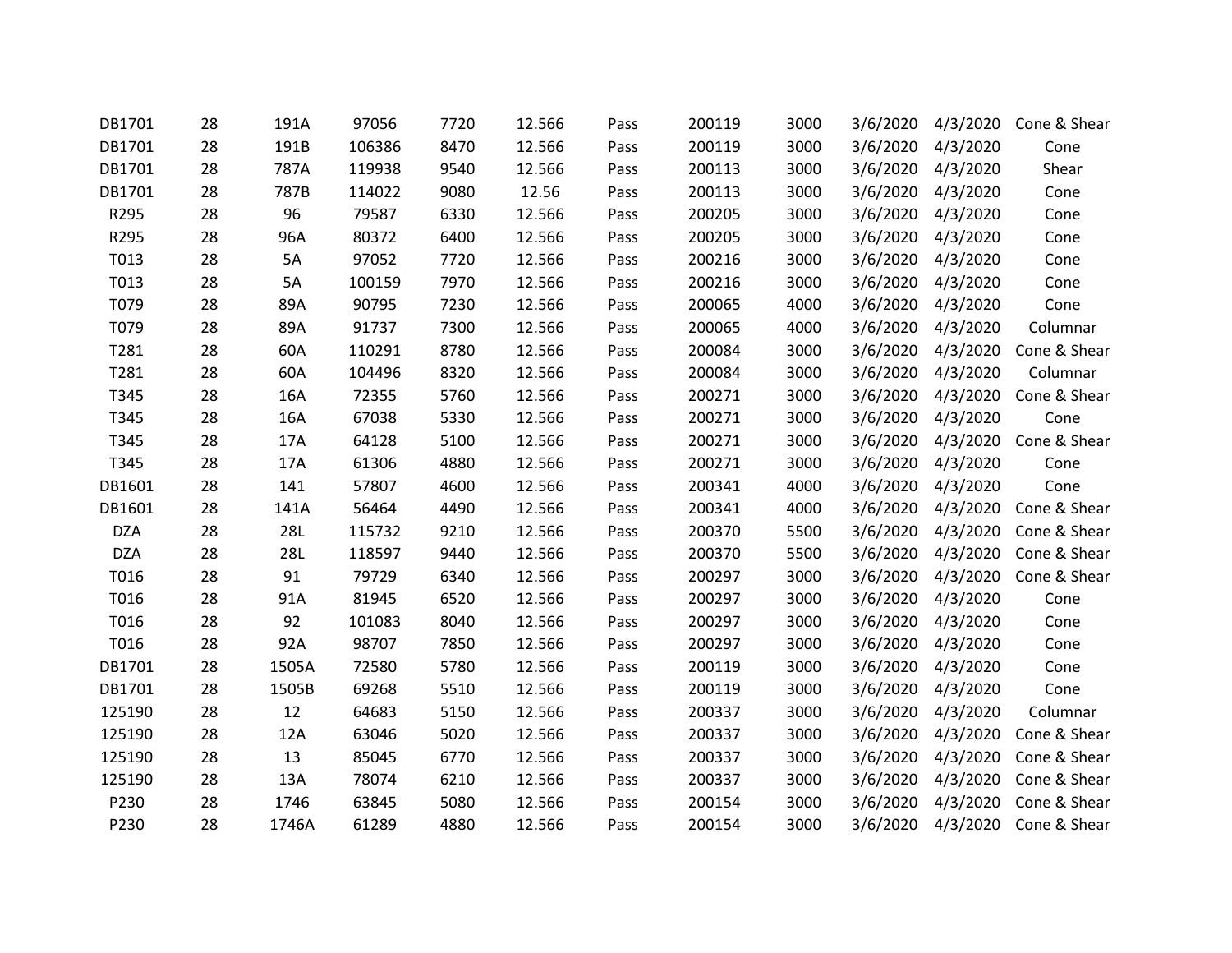| | | | | | | | | | | | |
|---|---|---|---|---|---|---|---|---|---|---|---|
| DB1701 | 28 | 191A | 97056 | 7720 | 12.566 | Pass | 200119 | 3000 | 3/6/2020 | 4/3/2020 | Cone & Shear |
| DB1701 | 28 | 191B | 106386 | 8470 | 12.566 | Pass | 200119 | 3000 | 3/6/2020 | 4/3/2020 | Cone |
| DB1701 | 28 | 787A | 119938 | 9540 | 12.566 | Pass | 200113 | 3000 | 3/6/2020 | 4/3/2020 | Shear |
| DB1701 | 28 | 787B | 114022 | 9080 | 12.56 | Pass | 200113 | 3000 | 3/6/2020 | 4/3/2020 | Cone |
| R295 | 28 | 96 | 79587 | 6330 | 12.566 | Pass | 200205 | 3000 | 3/6/2020 | 4/3/2020 | Cone |
| R295 | 28 | 96A | 80372 | 6400 | 12.566 | Pass | 200205 | 3000 | 3/6/2020 | 4/3/2020 | Cone |
| T013 | 28 | 5A | 97052 | 7720 | 12.566 | Pass | 200216 | 3000 | 3/6/2020 | 4/3/2020 | Cone |
| T013 | 28 | 5A | 100159 | 7970 | 12.566 | Pass | 200216 | 3000 | 3/6/2020 | 4/3/2020 | Cone |
| T079 | 28 | 89A | 90795 | 7230 | 12.566 | Pass | 200065 | 4000 | 3/6/2020 | 4/3/2020 | Cone |
| T079 | 28 | 89A | 91737 | 7300 | 12.566 | Pass | 200065 | 4000 | 3/6/2020 | 4/3/2020 | Columnar |
| T281 | 28 | 60A | 110291 | 8780 | 12.566 | Pass | 200084 | 3000 | 3/6/2020 | 4/3/2020 | Cone & Shear |
| T281 | 28 | 60A | 104496 | 8320 | 12.566 | Pass | 200084 | 3000 | 3/6/2020 | 4/3/2020 | Columnar |
| T345 | 28 | 16A | 72355 | 5760 | 12.566 | Pass | 200271 | 3000 | 3/6/2020 | 4/3/2020 | Cone & Shear |
| T345 | 28 | 16A | 67038 | 5330 | 12.566 | Pass | 200271 | 3000 | 3/6/2020 | 4/3/2020 | Cone |
| T345 | 28 | 17A | 64128 | 5100 | 12.566 | Pass | 200271 | 3000 | 3/6/2020 | 4/3/2020 | Cone & Shear |
| T345 | 28 | 17A | 61306 | 4880 | 12.566 | Pass | 200271 | 3000 | 3/6/2020 | 4/3/2020 | Cone |
| DB1601 | 28 | 141 | 57807 | 4600 | 12.566 | Pass | 200341 | 4000 | 3/6/2020 | 4/3/2020 | Cone |
| DB1601 | 28 | 141A | 56464 | 4490 | 12.566 | Pass | 200341 | 4000 | 3/6/2020 | 4/3/2020 | Cone & Shear |
| DZA | 28 | 28L | 115732 | 9210 | 12.566 | Pass | 200370 | 5500 | 3/6/2020 | 4/3/2020 | Cone & Shear |
| DZA | 28 | 28L | 118597 | 9440 | 12.566 | Pass | 200370 | 5500 | 3/6/2020 | 4/3/2020 | Cone & Shear |
| T016 | 28 | 91 | 79729 | 6340 | 12.566 | Pass | 200297 | 3000 | 3/6/2020 | 4/3/2020 | Cone & Shear |
| T016 | 28 | 91A | 81945 | 6520 | 12.566 | Pass | 200297 | 3000 | 3/6/2020 | 4/3/2020 | Cone |
| T016 | 28 | 92 | 101083 | 8040 | 12.566 | Pass | 200297 | 3000 | 3/6/2020 | 4/3/2020 | Cone |
| T016 | 28 | 92A | 98707 | 7850 | 12.566 | Pass | 200297 | 3000 | 3/6/2020 | 4/3/2020 | Cone |
| DB1701 | 28 | 1505A | 72580 | 5780 | 12.566 | Pass | 200119 | 3000 | 3/6/2020 | 4/3/2020 | Cone |
| DB1701 | 28 | 1505B | 69268 | 5510 | 12.566 | Pass | 200119 | 3000 | 3/6/2020 | 4/3/2020 | Cone |
| 125190 | 28 | 12 | 64683 | 5150 | 12.566 | Pass | 200337 | 3000 | 3/6/2020 | 4/3/2020 | Columnar |
| 125190 | 28 | 12A | 63046 | 5020 | 12.566 | Pass | 200337 | 3000 | 3/6/2020 | 4/3/2020 | Cone & Shear |
| 125190 | 28 | 13 | 85045 | 6770 | 12.566 | Pass | 200337 | 3000 | 3/6/2020 | 4/3/2020 | Cone & Shear |
| 125190 | 28 | 13A | 78074 | 6210 | 12.566 | Pass | 200337 | 3000 | 3/6/2020 | 4/3/2020 | Cone & Shear |
| P230 | 28 | 1746 | 63845 | 5080 | 12.566 | Pass | 200154 | 3000 | 3/6/2020 | 4/3/2020 | Cone & Shear |
| P230 | 28 | 1746A | 61289 | 4880 | 12.566 | Pass | 200154 | 3000 | 3/6/2020 | 4/3/2020 | Cone & Shear |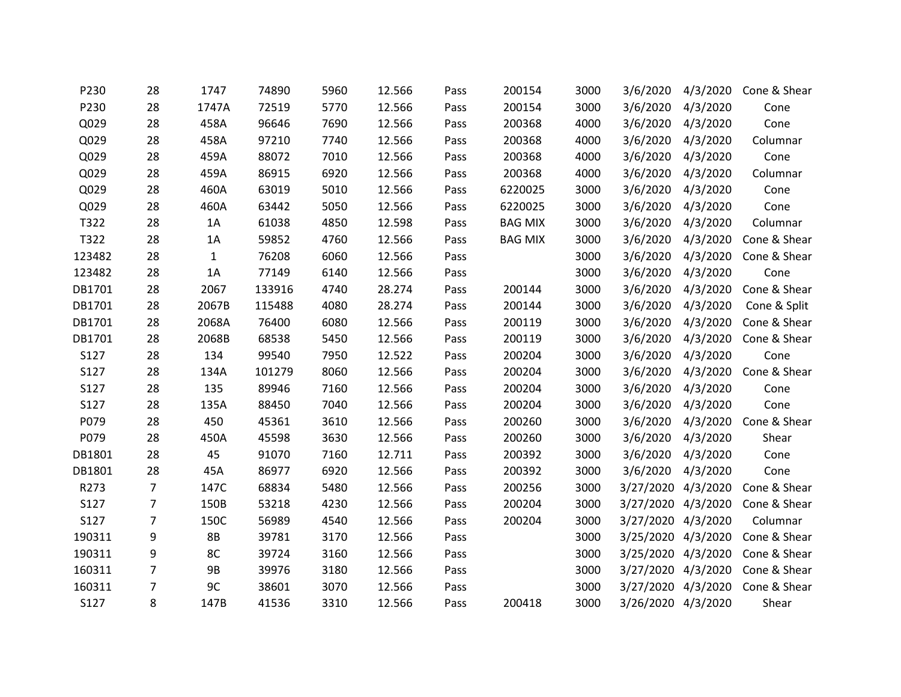| | | | | | | | | | | | |
|---|---|---|---|---|---|---|---|---|---|---|---|
| P230 | 28 | 1747 | 74890 | 5960 | 12.566 | Pass | 200154 | 3000 | 3/6/2020 | 4/3/2020 | Cone & Shear |
| P230 | 28 | 1747A | 72519 | 5770 | 12.566 | Pass | 200154 | 3000 | 3/6/2020 | 4/3/2020 | Cone |
| Q029 | 28 | 458A | 96646 | 7690 | 12.566 | Pass | 200368 | 4000 | 3/6/2020 | 4/3/2020 | Cone |
| Q029 | 28 | 458A | 97210 | 7740 | 12.566 | Pass | 200368 | 4000 | 3/6/2020 | 4/3/2020 | Columnar |
| Q029 | 28 | 459A | 88072 | 7010 | 12.566 | Pass | 200368 | 4000 | 3/6/2020 | 4/3/2020 | Cone |
| Q029 | 28 | 459A | 86915 | 6920 | 12.566 | Pass | 200368 | 4000 | 3/6/2020 | 4/3/2020 | Columnar |
| Q029 | 28 | 460A | 63019 | 5010 | 12.566 | Pass | 6220025 | 3000 | 3/6/2020 | 4/3/2020 | Cone |
| Q029 | 28 | 460A | 63442 | 5050 | 12.566 | Pass | 6220025 | 3000 | 3/6/2020 | 4/3/2020 | Cone |
| T322 | 28 | 1A | 61038 | 4850 | 12.598 | Pass | BAG MIX | 3000 | 3/6/2020 | 4/3/2020 | Columnar |
| T322 | 28 | 1A | 59852 | 4760 | 12.566 | Pass | BAG MIX | 3000 | 3/6/2020 | 4/3/2020 | Cone & Shear |
| 123482 | 28 | 1 | 76208 | 6060 | 12.566 | Pass | | 3000 | 3/6/2020 | 4/3/2020 | Cone & Shear |
| 123482 | 28 | 1A | 77149 | 6140 | 12.566 | Pass | | 3000 | 3/6/2020 | 4/3/2020 | Cone |
| DB1701 | 28 | 2067 | 133916 | 4740 | 28.274 | Pass | 200144 | 3000 | 3/6/2020 | 4/3/2020 | Cone & Shear |
| DB1701 | 28 | 2067B | 115488 | 4080 | 28.274 | Pass | 200144 | 3000 | 3/6/2020 | 4/3/2020 | Cone & Split |
| DB1701 | 28 | 2068A | 76400 | 6080 | 12.566 | Pass | 200119 | 3000 | 3/6/2020 | 4/3/2020 | Cone & Shear |
| DB1701 | 28 | 2068B | 68538 | 5450 | 12.566 | Pass | 200119 | 3000 | 3/6/2020 | 4/3/2020 | Cone & Shear |
| S127 | 28 | 134 | 99540 | 7950 | 12.522 | Pass | 200204 | 3000 | 3/6/2020 | 4/3/2020 | Cone |
| S127 | 28 | 134A | 101279 | 8060 | 12.566 | Pass | 200204 | 3000 | 3/6/2020 | 4/3/2020 | Cone & Shear |
| S127 | 28 | 135 | 89946 | 7160 | 12.566 | Pass | 200204 | 3000 | 3/6/2020 | 4/3/2020 | Cone |
| S127 | 28 | 135A | 88450 | 7040 | 12.566 | Pass | 200204 | 3000 | 3/6/2020 | 4/3/2020 | Cone |
| P079 | 28 | 450 | 45361 | 3610 | 12.566 | Pass | 200260 | 3000 | 3/6/2020 | 4/3/2020 | Cone & Shear |
| P079 | 28 | 450A | 45598 | 3630 | 12.566 | Pass | 200260 | 3000 | 3/6/2020 | 4/3/2020 | Shear |
| DB1801 | 28 | 45 | 91070 | 7160 | 12.711 | Pass | 200392 | 3000 | 3/6/2020 | 4/3/2020 | Cone |
| DB1801 | 28 | 45A | 86977 | 6920 | 12.566 | Pass | 200392 | 3000 | 3/6/2020 | 4/3/2020 | Cone |
| R273 | 7 | 147C | 68834 | 5480 | 12.566 | Pass | 200256 | 3000 | 3/27/2020 | 4/3/2020 | Cone & Shear |
| S127 | 7 | 150B | 53218 | 4230 | 12.566 | Pass | 200204 | 3000 | 3/27/2020 | 4/3/2020 | Cone & Shear |
| S127 | 7 | 150C | 56989 | 4540 | 12.566 | Pass | 200204 | 3000 | 3/27/2020 | 4/3/2020 | Columnar |
| 190311 | 9 | 8B | 39781 | 3170 | 12.566 | Pass | | 3000 | 3/25/2020 | 4/3/2020 | Cone & Shear |
| 190311 | 9 | 8C | 39724 | 3160 | 12.566 | Pass | | 3000 | 3/25/2020 | 4/3/2020 | Cone & Shear |
| 160311 | 7 | 9B | 39976 | 3180 | 12.566 | Pass | | 3000 | 3/27/2020 | 4/3/2020 | Cone & Shear |
| 160311 | 7 | 9C | 38601 | 3070 | 12.566 | Pass | | 3000 | 3/27/2020 | 4/3/2020 | Cone & Shear |
| S127 | 8 | 147B | 41536 | 3310 | 12.566 | Pass | 200418 | 3000 | 3/26/2020 | 4/3/2020 | Shear |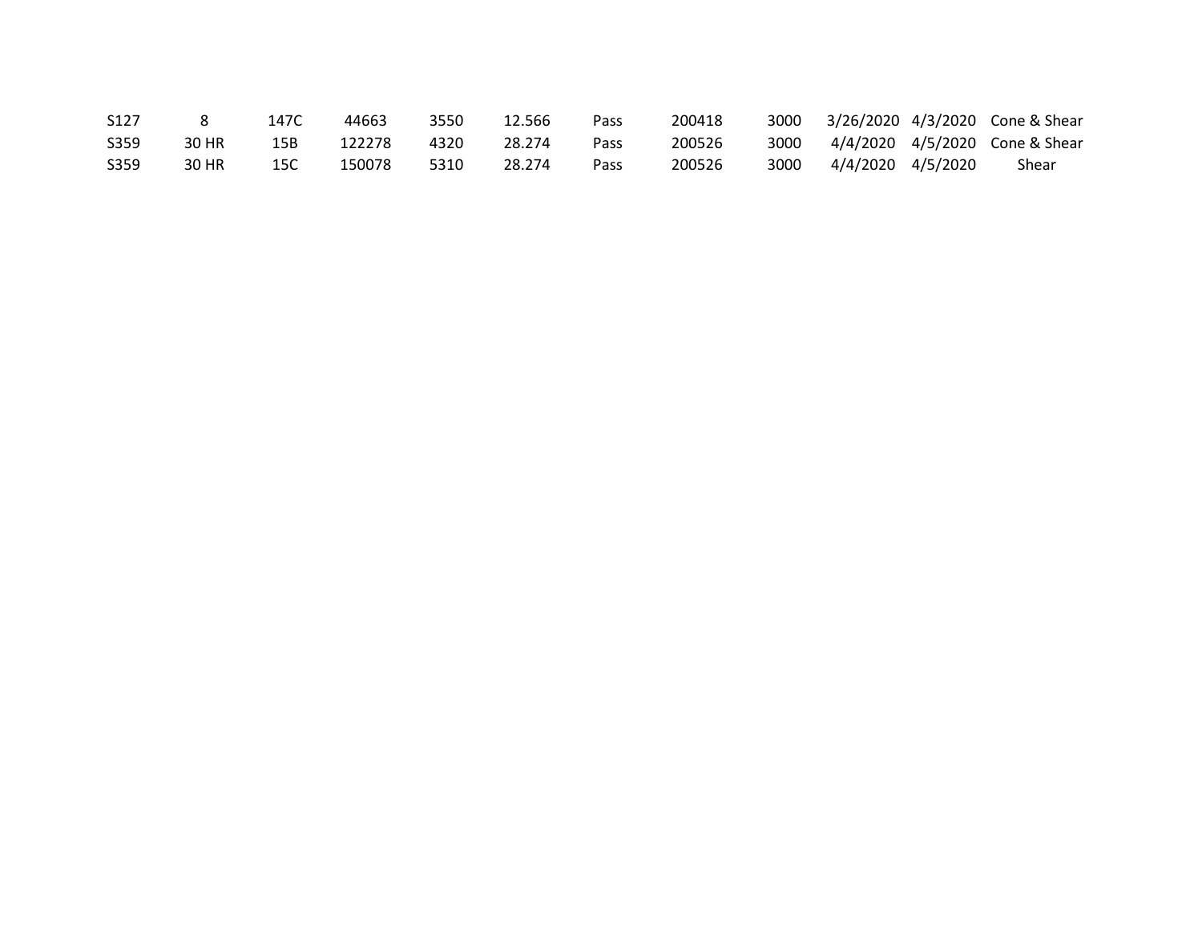| | | | | | | | | | | | |
|---|---|---|---|---|---|---|---|---|---|---|---|
| S127 | 8 | 147C | 44663 | 3550 | 12.566 | Pass | 200418 | 3000 | 3/26/2020 | 4/3/2020 | Cone & Shear |
| S359 | 30 HR | 15B | 122278 | 4320 | 28.274 | Pass | 200526 | 3000 | 4/4/2020 | 4/5/2020 | Cone & Shear |
| S359 | 30 HR | 15C | 150078 | 5310 | 28.274 | Pass | 200526 | 3000 | 4/4/2020 | 4/5/2020 | Shear |